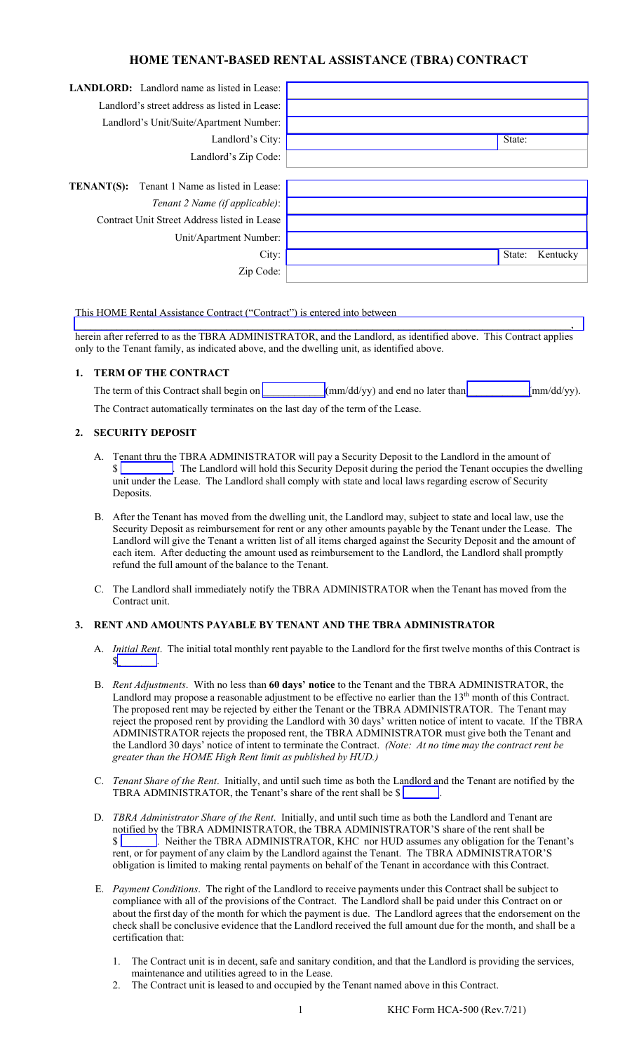# HOME TENANT-BASED RENTAL ASSISTANCE (TBRA) CONTRACT

| | | |
|---|---|---|
| **LANDLORD:** Landlord name as listed in Lease: | | |
| Landlord's street address as listed in Lease: | | |
| Landlord's Unit/Suite/Apartment Number: | | |
| Landlord's City: | | State: |
| Landlord's Zip Code: | | |

| | | |
|---|---|---|
| **TENANT(S):** Tenant 1 Name as listed in Lease: | | |
| *Tenant 2 Name (if applicable)*: | | |
| Contract Unit Street Address listed in Lease | | |
| Unit/Apartment Number: | | |
| City: | | State: Kentucky |
| Zip Code: | | |

This HOME Rental Assistance Contract ("Contract") is entered into between ______________________________, herein after referred to as the TBRA ADMINISTRATOR, and the Landlord, as identified above. This Contract applies only to the Tenant family, as indicated above, and the dwelling unit, as identified above.

## 1. TERM OF THE CONTRACT

The term of this Contract shall begin on __________(mm/dd/yy) and end no later than __________(mm/dd/yy).

The Contract automatically terminates on the last day of the term of the Lease.

## 2. SECURITY DEPOSIT

A. Tenant thru the TBRA ADMINISTRATOR will pay a Security Deposit to the Landlord in the amount of $__________. The Landlord will hold this Security Deposit during the period the Tenant occupies the dwelling unit under the Lease. The Landlord shall comply with state and local laws regarding escrow of Security Deposits.

B. After the Tenant has moved from the dwelling unit, the Landlord may, subject to state and local law, use the Security Deposit as reimbursement for rent or any other amounts payable by the Tenant under the Lease. The Landlord will give the Tenant a written list of all items charged against the Security Deposit and the amount of each item. After deducting the amount used as reimbursement to the Landlord, the Landlord shall promptly refund the full amount of the balance to the Tenant.

C. The Landlord shall immediately notify the TBRA ADMINISTRATOR when the Tenant has moved from the Contract unit.

## 3. RENT AND AMOUNTS PAYABLE BY TENANT AND THE TBRA ADMINISTRATOR

A. *Initial Rent*. The initial total monthly rent payable to the Landlord for the first twelve months of this Contract is $__________.

B. *Rent Adjustments*. With no less than **60 days' notice** to the Tenant and the TBRA ADMINISTRATOR, the Landlord may propose a reasonable adjustment to be effective no earlier than the 13th month of this Contract. The proposed rent may be rejected by either the Tenant or the TBRA ADMINISTRATOR. The Tenant may reject the proposed rent by providing the Landlord with 30 days' written notice of intent to vacate. If the TBRA ADMINISTRATOR rejects the proposed rent, the TBRA ADMINISTRATOR must give both the Tenant and the Landlord 30 days' notice of intent to terminate the Contract. *(Note: At no time may the contract rent be greater than the HOME High Rent limit as published by HUD.)*

C. *Tenant Share of the Rent*. Initially, and until such time as both the Landlord and the Tenant are notified by the TBRA ADMINISTRATOR, the Tenant's share of the rent shall be $__________.

D. *TBRA Administrator Share of the Rent*. Initially, and until such time as both the Landlord and Tenant are notified by the TBRA ADMINISTRATOR, the TBRA ADMINISTRATOR'S share of the rent shall be $__________. Neither the TBRA ADMINISTRATOR, KHC nor HUD assumes any obligation for the Tenant's rent, or for payment of any claim by the Landlord against the Tenant. The TBRA ADMINISTRATOR'S obligation is limited to making rental payments on behalf of the Tenant in accordance with this Contract.

E. *Payment Conditions*. The right of the Landlord to receive payments under this Contract shall be subject to compliance with all of the provisions of the Contract. The Landlord shall be paid under this Contract on or about the first day of the month for which the payment is due. The Landlord agrees that the endorsement on the check shall be conclusive evidence that the Landlord received the full amount due for the month, and shall be a certification that:

1. The Contract unit is in decent, safe and sanitary condition, and that the Landlord is providing the services, maintenance and utilities agreed to in the Lease.
2. The Contract unit is leased to and occupied by the Tenant named above in this Contract.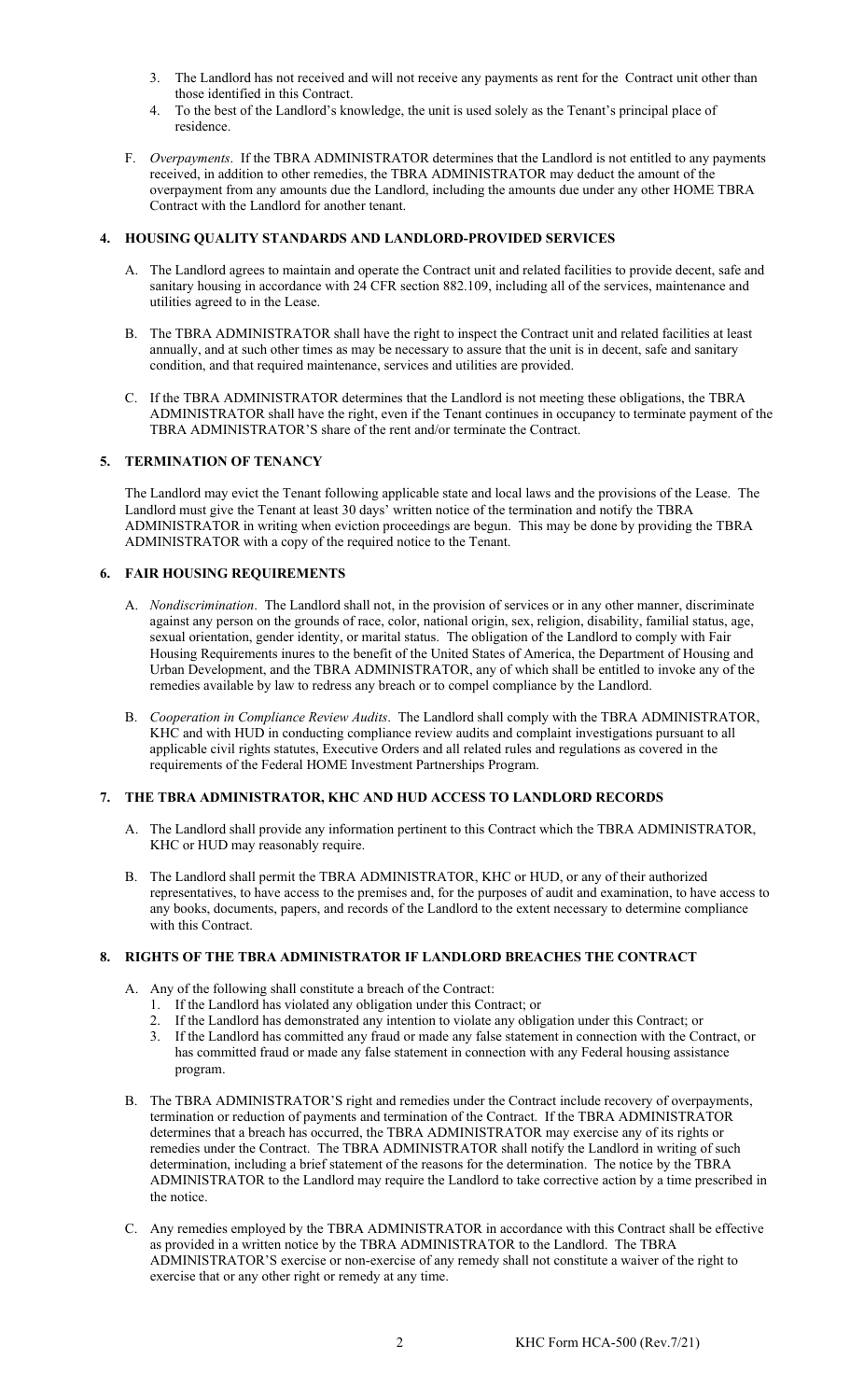3. The Landlord has not received and will not receive any payments as rent for the Contract unit other than those identified in this Contract.
4. To the best of the Landlord's knowledge, the unit is used solely as the Tenant's principal place of residence.

F. *Overpayments*. If the TBRA ADMINISTRATOR determines that the Landlord is not entitled to any payments received, in addition to other remedies, the TBRA ADMINISTRATOR may deduct the amount of the overpayment from any amounts due the Landlord, including the amounts due under any other HOME TBRA Contract with the Landlord for another tenant.

## 4. HOUSING QUALITY STANDARDS AND LANDLORD-PROVIDED SERVICES

A. The Landlord agrees to maintain and operate the Contract unit and related facilities to provide decent, safe and sanitary housing in accordance with 24 CFR section 882.109, including all of the services, maintenance and utilities agreed to in the Lease.

B. The TBRA ADMINISTRATOR shall have the right to inspect the Contract unit and related facilities at least annually, and at such other times as may be necessary to assure that the unit is in decent, safe and sanitary condition, and that required maintenance, services and utilities are provided.

C. If the TBRA ADMINISTRATOR determines that the Landlord is not meeting these obligations, the TBRA ADMINISTRATOR shall have the right, even if the Tenant continues in occupancy to terminate payment of the TBRA ADMINISTRATOR'S share of the rent and/or terminate the Contract.

## 5. TERMINATION OF TENANCY

The Landlord may evict the Tenant following applicable state and local laws and the provisions of the Lease. The Landlord must give the Tenant at least 30 days' written notice of the termination and notify the TBRA ADMINISTRATOR in writing when eviction proceedings are begun. This may be done by providing the TBRA ADMINISTRATOR with a copy of the required notice to the Tenant.

## 6. FAIR HOUSING REQUIREMENTS

A. *Nondiscrimination*. The Landlord shall not, in the provision of services or in any other manner, discriminate against any person on the grounds of race, color, national origin, sex, religion, disability, familial status, age, sexual orientation, gender identity, or marital status. The obligation of the Landlord to comply with Fair Housing Requirements inures to the benefit of the United States of America, the Department of Housing and Urban Development, and the TBRA ADMINISTRATOR, any of which shall be entitled to invoke any of the remedies available by law to redress any breach or to compel compliance by the Landlord.

B. *Cooperation in Compliance Review Audits*. The Landlord shall comply with the TBRA ADMINISTRATOR, KHC and with HUD in conducting compliance review audits and complaint investigations pursuant to all applicable civil rights statutes, Executive Orders and all related rules and regulations as covered in the requirements of the Federal HOME Investment Partnerships Program.

## 7. THE TBRA ADMINISTRATOR, KHC AND HUD ACCESS TO LANDLORD RECORDS

A. The Landlord shall provide any information pertinent to this Contract which the TBRA ADMINISTRATOR, KHC or HUD may reasonably require.

B. The Landlord shall permit the TBRA ADMINISTRATOR, KHC or HUD, or any of their authorized representatives, to have access to the premises and, for the purposes of audit and examination, to have access to any books, documents, papers, and records of the Landlord to the extent necessary to determine compliance with this Contract.

## 8. RIGHTS OF THE TBRA ADMINISTRATOR IF LANDLORD BREACHES THE CONTRACT

A. Any of the following shall constitute a breach of the Contract:
1. If the Landlord has violated any obligation under this Contract; or
2. If the Landlord has demonstrated any intention to violate any obligation under this Contract; or
3. If the Landlord has committed any fraud or made any false statement in connection with the Contract, or has committed fraud or made any false statement in connection with any Federal housing assistance program.

B. The TBRA ADMINISTRATOR'S right and remedies under the Contract include recovery of overpayments, termination or reduction of payments and termination of the Contract. If the TBRA ADMINISTRATOR determines that a breach has occurred, the TBRA ADMINISTRATOR may exercise any of its rights or remedies under the Contract. The TBRA ADMINISTRATOR shall notify the Landlord in writing of such determination, including a brief statement of the reasons for the determination. The notice by the TBRA ADMINISTRATOR to the Landlord may require the Landlord to take corrective action by a time prescribed in the notice.

C. Any remedies employed by the TBRA ADMINISTRATOR in accordance with this Contract shall be effective as provided in a written notice by the TBRA ADMINISTRATOR to the Landlord. The TBRA ADMINISTRATOR'S exercise or non-exercise of any remedy shall not constitute a waiver of the right to exercise that or any other right or remedy at any time.

KHC Form HCA-500 (Rev.7/21)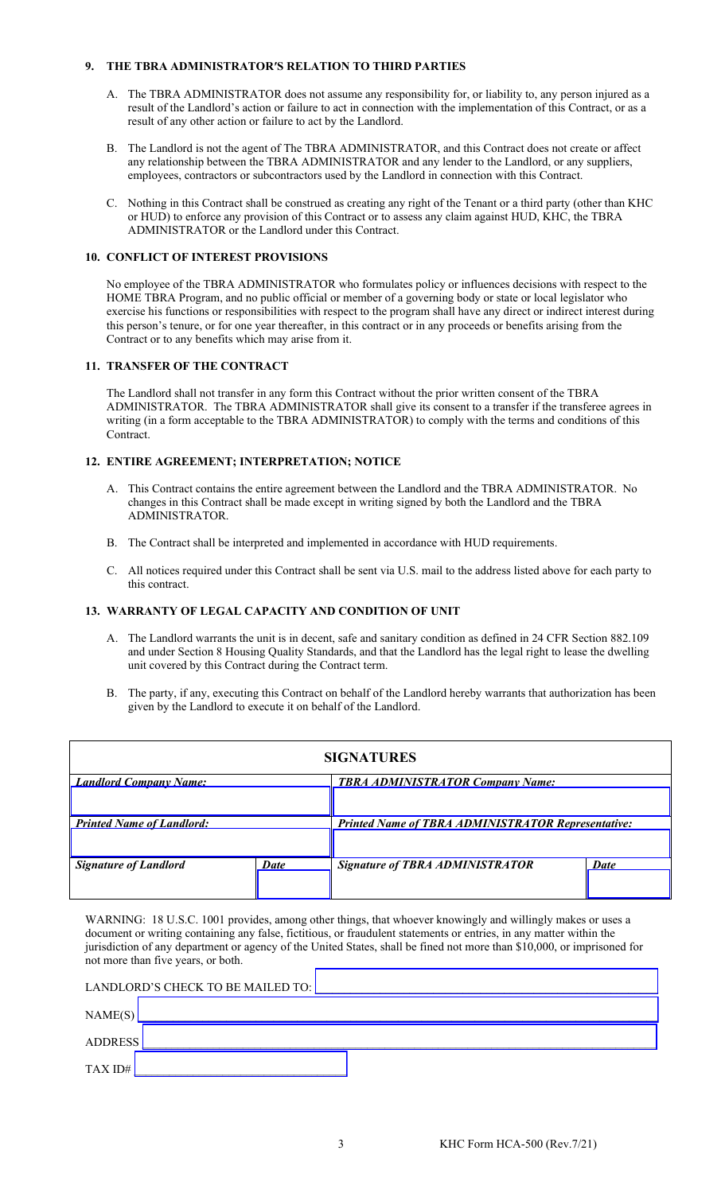### 9. THE TBRA ADMINISTRATOR'S RELATION TO THIRD PARTIES

A. The TBRA ADMINISTRATOR does not assume any responsibility for, or liability to, any person injured as a result of the Landlord's action or failure to act in connection with the implementation of this Contract, or as a result of any other action or failure to act by the Landlord.

B. The Landlord is not the agent of The TBRA ADMINISTRATOR, and this Contract does not create or affect any relationship between the TBRA ADMINISTRATOR and any lender to the Landlord, or any suppliers, employees, contractors or subcontractors used by the Landlord in connection with this Contract.

C. Nothing in this Contract shall be construed as creating any right of the Tenant or a third party (other than KHC or HUD) to enforce any provision of this Contract or to assess any claim against HUD, KHC, the TBRA ADMINISTRATOR or the Landlord under this Contract.

### 10. CONFLICT OF INTEREST PROVISIONS

No employee of the TBRA ADMINISTRATOR who formulates policy or influences decisions with respect to the HOME TBRA Program, and no public official or member of a governing body or state or local legislator who exercise his functions or responsibilities with respect to the program shall have any direct or indirect interest during this person's tenure, or for one year thereafter, in this contract or in any proceeds or benefits arising from the Contract or to any benefits which may arise from it.

### 11. TRANSFER OF THE CONTRACT

The Landlord shall not transfer in any form this Contract without the prior written consent of the TBRA ADMINISTRATOR. The TBRA ADMINISTRATOR shall give its consent to a transfer if the transferee agrees in writing (in a form acceptable to the TBRA ADMINISTRATOR) to comply with the terms and conditions of this Contract.

### 12. ENTIRE AGREEMENT; INTERPRETATION; NOTICE

A. This Contract contains the entire agreement between the Landlord and the TBRA ADMINISTRATOR. No changes in this Contract shall be made except in writing signed by both the Landlord and the TBRA ADMINISTRATOR.

B. The Contract shall be interpreted and implemented in accordance with HUD requirements.

C. All notices required under this Contract shall be sent via U.S. mail to the address listed above for each party to this contract.

### 13. WARRANTY OF LEGAL CAPACITY AND CONDITION OF UNIT

A. The Landlord warrants the unit is in decent, safe and sanitary condition as defined in 24 CFR Section 882.109 and under Section 8 Housing Quality Standards, and that the Landlord has the legal right to lease the dwelling unit covered by this Contract during the Contract term.

B. The party, if any, executing this Contract on behalf of the Landlord hereby warrants that authorization has been given by the Landlord to execute it on behalf of the Landlord.

| SIGNATURES | | | |
|---|---|---|---|
| ***Landlord Company Name:*** | | ***TBRA ADMINISTRATOR Company Name:*** | |
| | | | |
| ***Printed Name of Landlord:*** | | ***Printed Name of TBRA ADMINISTRATOR Representative:*** | |
| | | | |
| ***Signature of Landlord*** | ***Date*** | ***Signature of TBRA ADMINISTRATOR*** | ***Date*** |
| | | | |

WARNING: 18 U.S.C. 1001 provides, among other things, that whoever knowingly and willingly makes or uses a document or writing containing any false, fictitious, or fraudulent statements or entries, in any matter within the jurisdiction of any department or agency of the United States, shall be fined not more than $10,000, or imprisoned for not more than five years, or both.

LANDLORD'S CHECK TO BE MAILED TO: ______________________________

NAME(S) ______________________________

ADDRESS ______________________________

TAX ID# ______________________________

KHC Form HCA-500 (Rev.7/21)